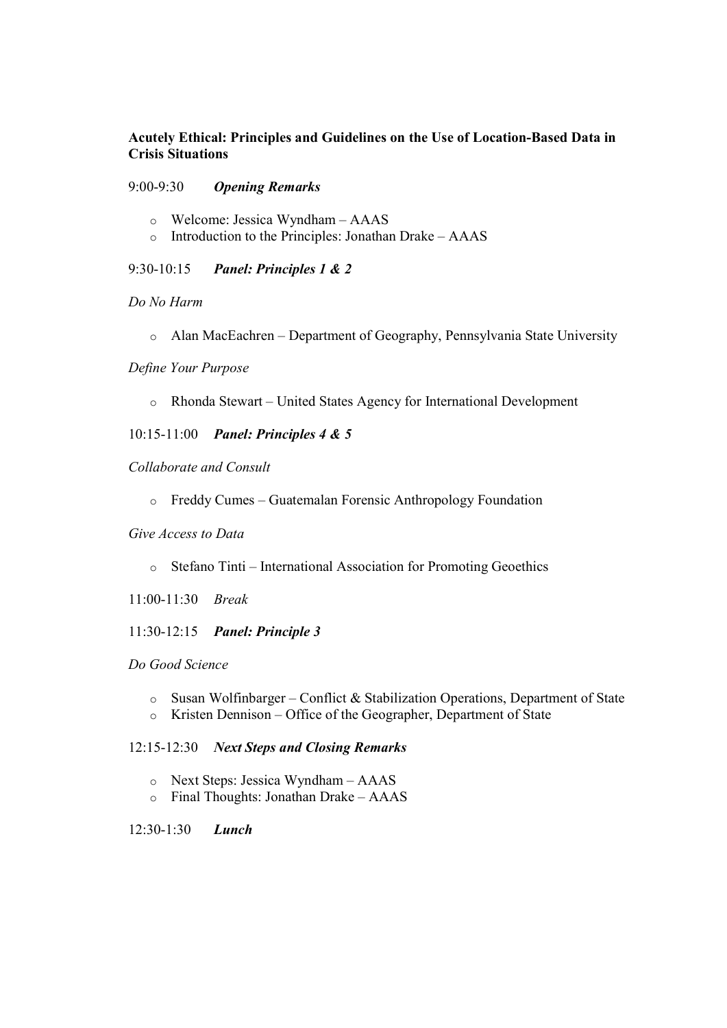**Acutely Ethical: Principles and Guidelines on the Use of Location-Based Data in Crisis Situations**

9:00-9:30 ***Opening Remarks***

- Welcome: Jessica Wyndham – AAAS
- Introduction to the Principles: Jonathan Drake – AAAS

9:30-10:15 ***Panel: Principles 1 & 2***

*Do No Harm*

- Alan MacEachren – Department of Geography, Pennsylvania State University

*Define Your Purpose*

- Rhonda Stewart – United States Agency for International Development

10:15-11:00 ***Panel: Principles 4 & 5***

*Collaborate and Consult*

- Freddy Cumes – Guatemalan Forensic Anthropology Foundation

*Give Access to Data*

- Stefano Tinti – International Association for Promoting Geoethics

11:00-11:30 *Break*

11:30-12:15 ***Panel: Principle 3***

*Do Good Science*

- Susan Wolfinbarger – Conflict & Stabilization Operations, Department of State
- Kristen Dennison – Office of the Geographer, Department of State

12:15-12:30 ***Next Steps and Closing Remarks***

- Next Steps: Jessica Wyndham – AAAS
- Final Thoughts: Jonathan Drake – AAAS

12:30-1:30 ***Lunch***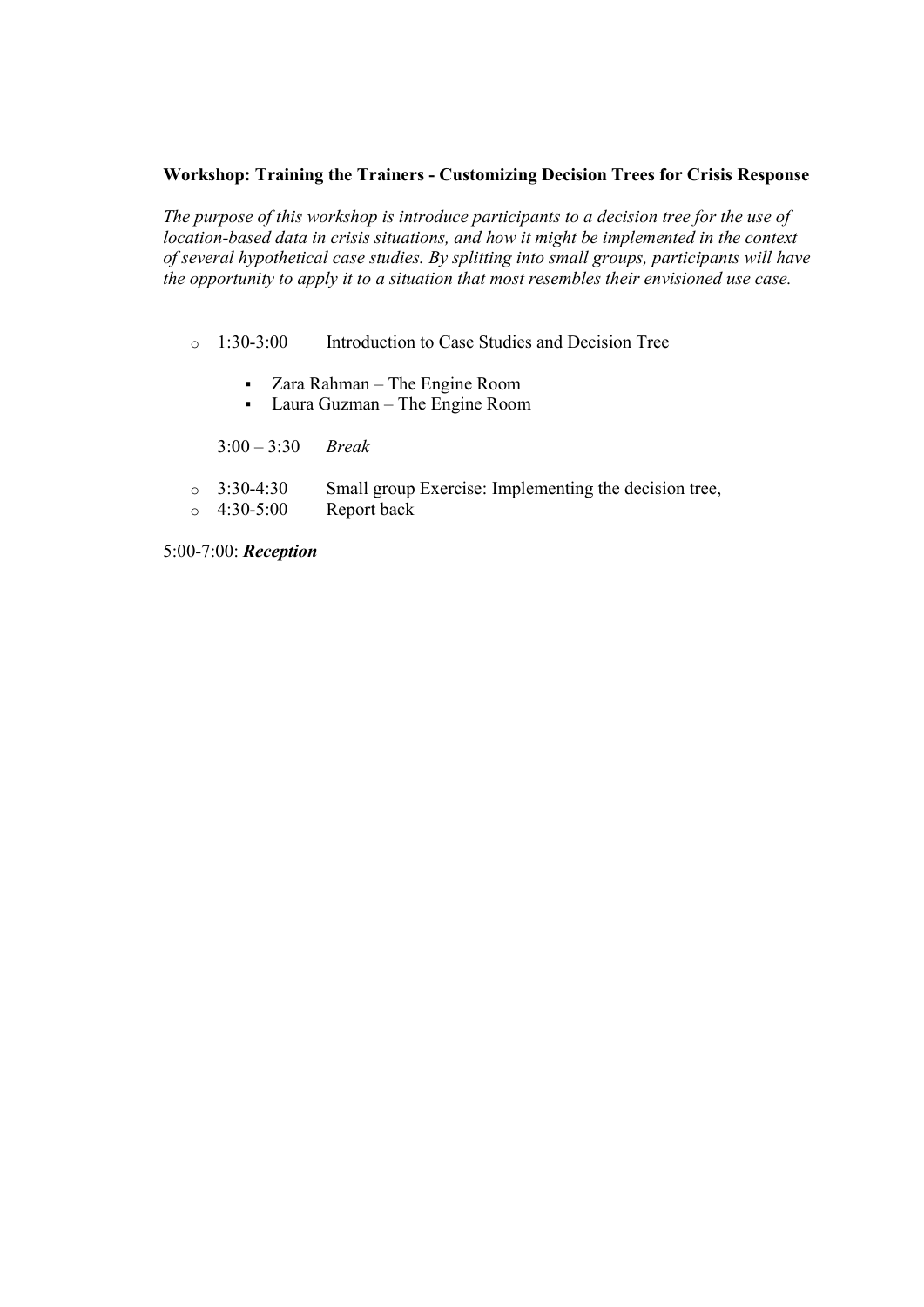**Workshop: Training the Trainers - Customizing Decision Trees for Crisis Response**

*The purpose of this workshop is introduce participants to a decision tree for the use of location-based data in crisis situations, and how it might be implemented in the context of several hypothetical case studies. By splitting into small groups, participants will have the opportunity to apply it to a situation that most resembles their envisioned use case.*

- 1:30-3:00 Introduction to Case Studies and Decision Tree
  - Zara Rahman – The Engine Room
  - Laura Guzman – The Engine Room

  3:00 – 3:30 *Break*

- 3:30-4:30 Small group Exercise: Implementing the decision tree,
- 4:30-5:00 Report back

5:00-7:00: ***Reception***